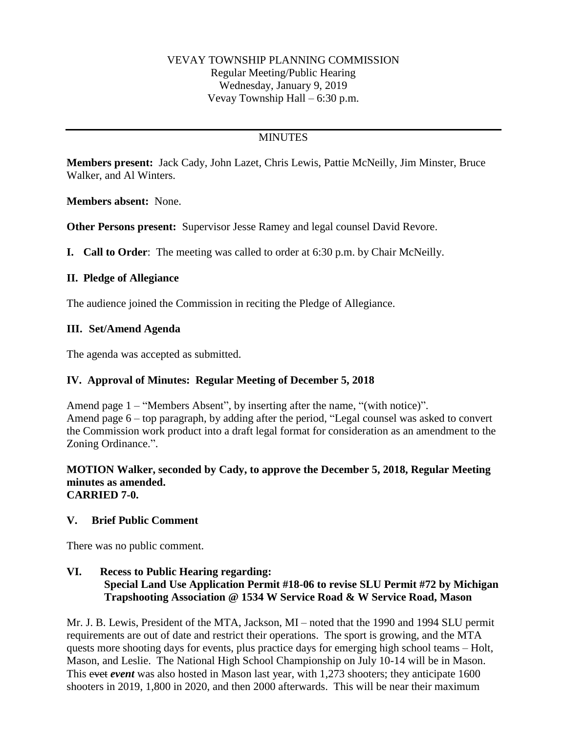VEVAY TOWNSHIP PLANNING COMMISSION
Regular Meeting/Public Hearing
Wednesday, January 9, 2019
Vevay Township Hall – 6:30 p.m.

---

MINUTES

**Members present:** Jack Cady, John Lazet, Chris Lewis, Pattie McNeilly, Jim Minster, Bruce Walker, and Al Winters.

**Members absent:** None.

**Other Persons present:** Supervisor Jesse Ramey and legal counsel David Revore.

**I. Call to Order**: The meeting was called to order at 6:30 p.m. by Chair McNeilly.

**II. Pledge of Allegiance**

The audience joined the Commission in reciting the Pledge of Allegiance.

**III. Set/Amend Agenda**

The agenda was accepted as submitted.

**IV. Approval of Minutes: Regular Meeting of December 5, 2018**

Amend page 1 – "Members Absent", by inserting after the name, "(with notice)".
Amend page 6 – top paragraph, by adding after the period, "Legal counsel was asked to convert the Commission work product into a draft legal format for consideration as an amendment to the Zoning Ordinance.".

**MOTION Walker, seconded by Cady, to approve the December 5, 2018, Regular Meeting minutes as amended.**
**CARRIED 7-0.**

**V. Brief Public Comment**

There was no public comment.

**VI. Recess to Public Hearing regarding:**
**Special Land Use Application Permit #18-06 to revise SLU Permit #72 by Michigan Trapshooting Association @ 1534 W Service Road & W Service Road, Mason**

Mr. J. B. Lewis, President of the MTA, Jackson, MI – noted that the 1990 and 1994 SLU permit requirements are out of date and restrict their operations. The sport is growing, and the MTA quests more shooting days for events, plus practice days for emerging high school teams – Holt, Mason, and Leslie. The National High School Championship on July 10-14 will be in Mason. This ~~evet~~ ***event*** was also hosted in Mason last year, with 1,273 shooters; they anticipate 1600 shooters in 2019, 1,800 in 2020, and then 2000 afterwards. This will be near their maximum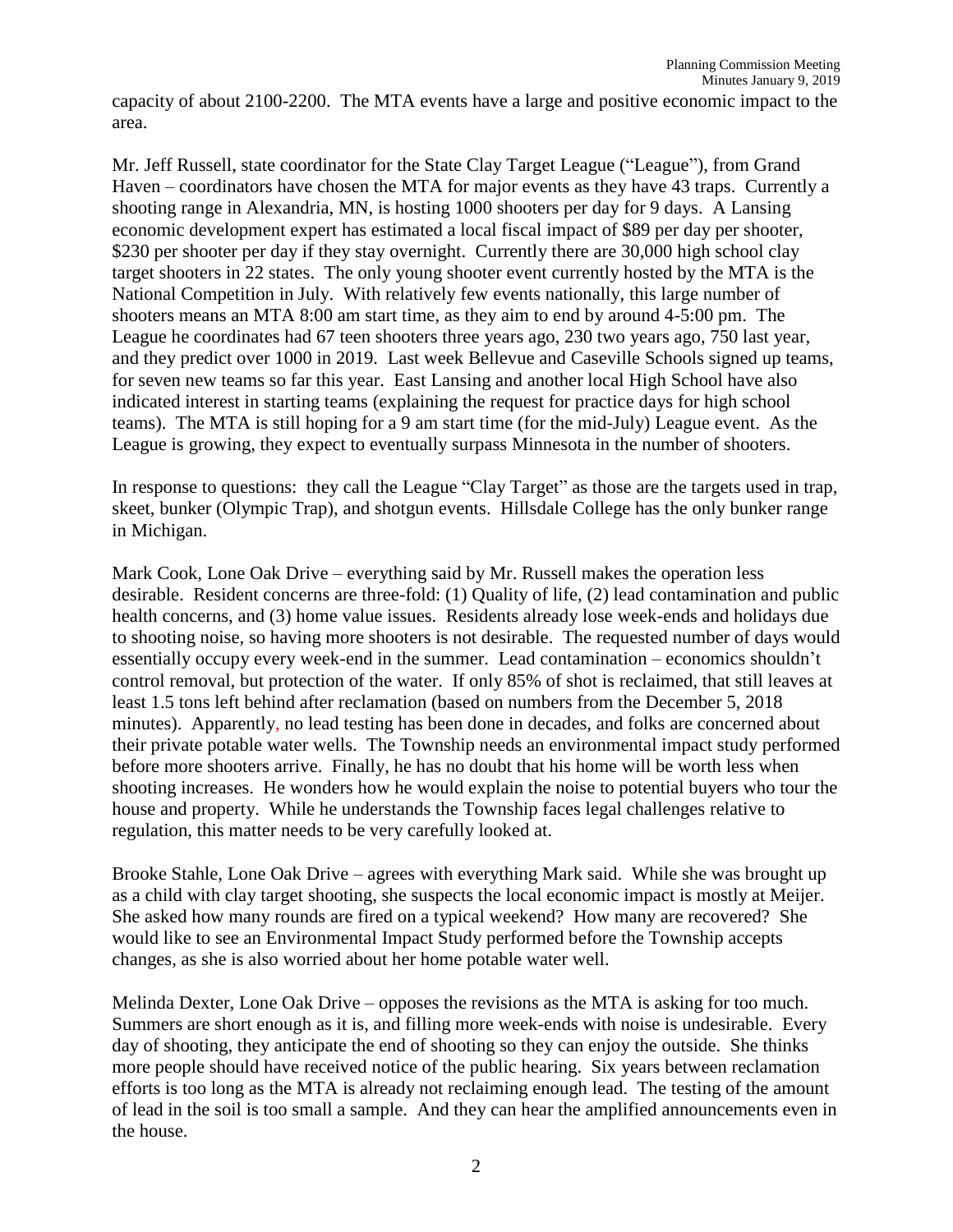capacity of about 2100-2200. The MTA events have a large and positive economic impact to the area.

Mr. Jeff Russell, state coordinator for the State Clay Target League ("League"), from Grand Haven – coordinators have chosen the MTA for major events as they have 43 traps. Currently a shooting range in Alexandria, MN, is hosting 1000 shooters per day for 9 days. A Lansing economic development expert has estimated a local fiscal impact of $89 per day per shooter, $230 per shooter per day if they stay overnight. Currently there are 30,000 high school clay target shooters in 22 states. The only young shooter event currently hosted by the MTA is the National Competition in July. With relatively few events nationally, this large number of shooters means an MTA 8:00 am start time, as they aim to end by around 4-5:00 pm. The League he coordinates had 67 teen shooters three years ago, 230 two years ago, 750 last year, and they predict over 1000 in 2019. Last week Bellevue and Caseville Schools signed up teams, for seven new teams so far this year. East Lansing and another local High School have also indicated interest in starting teams (explaining the request for practice days for high school teams). The MTA is still hoping for a 9 am start time (for the mid-July) League event. As the League is growing, they expect to eventually surpass Minnesota in the number of shooters.

In response to questions: they call the League "Clay Target" as those are the targets used in trap, skeet, bunker (Olympic Trap), and shotgun events. Hillsdale College has the only bunker range in Michigan.

Mark Cook, Lone Oak Drive – everything said by Mr. Russell makes the operation less desirable. Resident concerns are three-fold: (1) Quality of life, (2) lead contamination and public health concerns, and (3) home value issues. Residents already lose week-ends and holidays due to shooting noise, so having more shooters is not desirable. The requested number of days would essentially occupy every week-end in the summer. Lead contamination – economics shouldn't control removal, but protection of the water. If only 85% of shot is reclaimed, that still leaves at least 1.5 tons left behind after reclamation (based on numbers from the December 5, 2018 minutes). Apparently, no lead testing has been done in decades, and folks are concerned about their private potable water wells. The Township needs an environmental impact study performed before more shooters arrive. Finally, he has no doubt that his home will be worth less when shooting increases. He wonders how he would explain the noise to potential buyers who tour the house and property. While he understands the Township faces legal challenges relative to regulation, this matter needs to be very carefully looked at.

Brooke Stahle, Lone Oak Drive – agrees with everything Mark said. While she was brought up as a child with clay target shooting, she suspects the local economic impact is mostly at Meijer. She asked how many rounds are fired on a typical weekend? How many are recovered? She would like to see an Environmental Impact Study performed before the Township accepts changes, as she is also worried about her home potable water well.

Melinda Dexter, Lone Oak Drive – opposes the revisions as the MTA is asking for too much. Summers are short enough as it is, and filling more week-ends with noise is undesirable. Every day of shooting, they anticipate the end of shooting so they can enjoy the outside. She thinks more people should have received notice of the public hearing. Six years between reclamation efforts is too long as the MTA is already not reclaiming enough lead. The testing of the amount of lead in the soil is too small a sample. And they can hear the amplified announcements even in the house.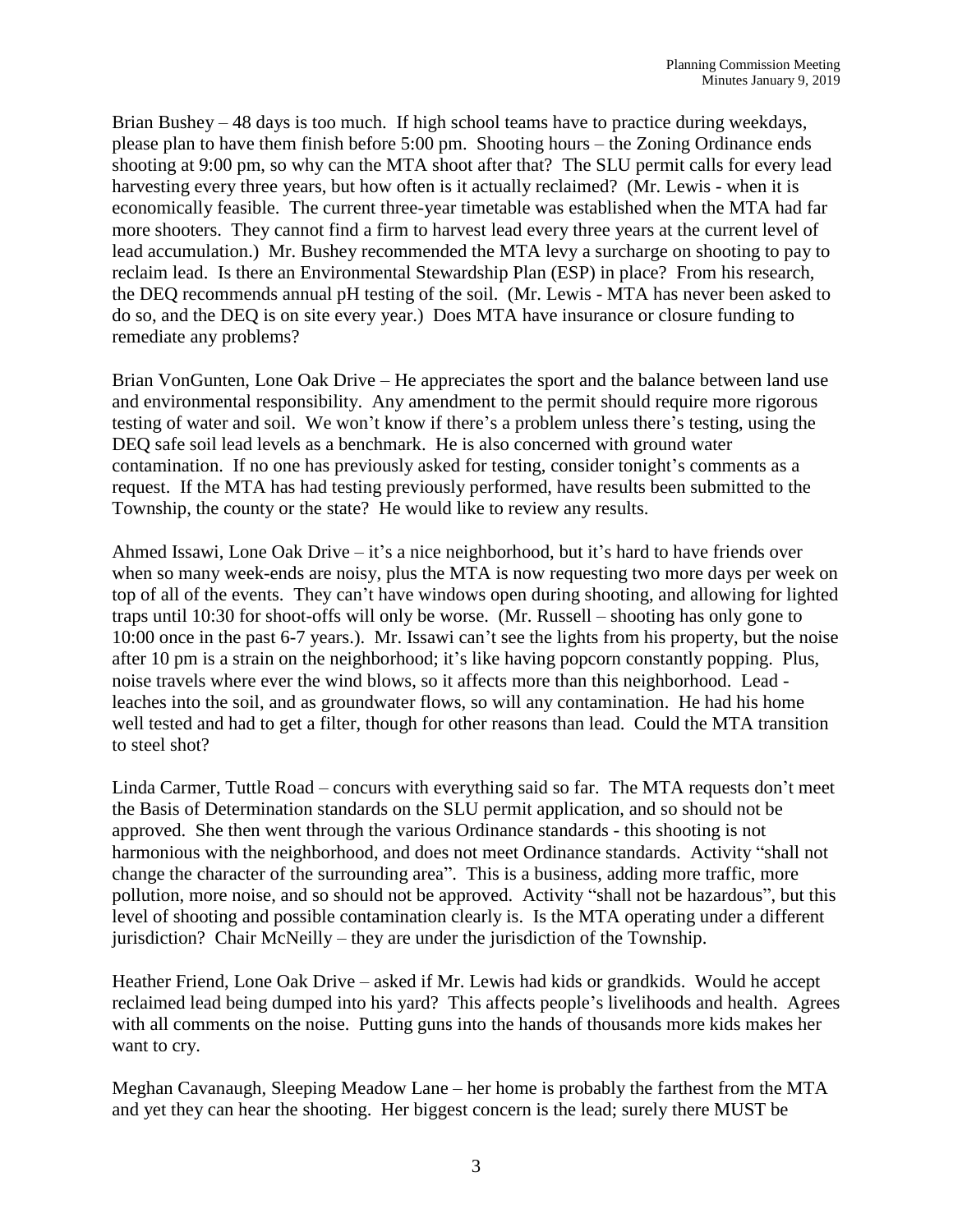Brian Bushey – 48 days is too much. If high school teams have to practice during weekdays, please plan to have them finish before 5:00 pm. Shooting hours – the Zoning Ordinance ends shooting at 9:00 pm, so why can the MTA shoot after that? The SLU permit calls for every lead harvesting every three years, but how often is it actually reclaimed? (Mr. Lewis - when it is economically feasible. The current three-year timetable was established when the MTA had far more shooters. They cannot find a firm to harvest lead every three years at the current level of lead accumulation.) Mr. Bushey recommended the MTA levy a surcharge on shooting to pay to reclaim lead. Is there an Environmental Stewardship Plan (ESP) in place? From his research, the DEQ recommends annual pH testing of the soil. (Mr. Lewis - MTA has never been asked to do so, and the DEQ is on site every year.) Does MTA have insurance or closure funding to remediate any problems?

Brian VonGunten, Lone Oak Drive – He appreciates the sport and the balance between land use and environmental responsibility. Any amendment to the permit should require more rigorous testing of water and soil. We won't know if there's a problem unless there's testing, using the DEQ safe soil lead levels as a benchmark. He is also concerned with ground water contamination. If no one has previously asked for testing, consider tonight's comments as a request. If the MTA has had testing previously performed, have results been submitted to the Township, the county or the state? He would like to review any results.

Ahmed Issawi, Lone Oak Drive – it's a nice neighborhood, but it's hard to have friends over when so many week-ends are noisy, plus the MTA is now requesting two more days per week on top of all of the events. They can't have windows open during shooting, and allowing for lighted traps until 10:30 for shoot-offs will only be worse. (Mr. Russell – shooting has only gone to 10:00 once in the past 6-7 years.). Mr. Issawi can't see the lights from his property, but the noise after 10 pm is a strain on the neighborhood; it's like having popcorn constantly popping. Plus, noise travels where ever the wind blows, so it affects more than this neighborhood. Lead - leaches into the soil, and as groundwater flows, so will any contamination. He had his home well tested and had to get a filter, though for other reasons than lead. Could the MTA transition to steel shot?

Linda Carmer, Tuttle Road – concurs with everything said so far. The MTA requests don't meet the Basis of Determination standards on the SLU permit application, and so should not be approved. She then went through the various Ordinance standards - this shooting is not harmonious with the neighborhood, and does not meet Ordinance standards. Activity "shall not change the character of the surrounding area". This is a business, adding more traffic, more pollution, more noise, and so should not be approved. Activity "shall not be hazardous", but this level of shooting and possible contamination clearly is. Is the MTA operating under a different jurisdiction? Chair McNeilly – they are under the jurisdiction of the Township.

Heather Friend, Lone Oak Drive – asked if Mr. Lewis had kids or grandkids. Would he accept reclaimed lead being dumped into his yard? This affects people's livelihoods and health. Agrees with all comments on the noise. Putting guns into the hands of thousands more kids makes her want to cry.

Meghan Cavanaugh, Sleeping Meadow Lane – her home is probably the farthest from the MTA and yet they can hear the shooting. Her biggest concern is the lead; surely there MUST be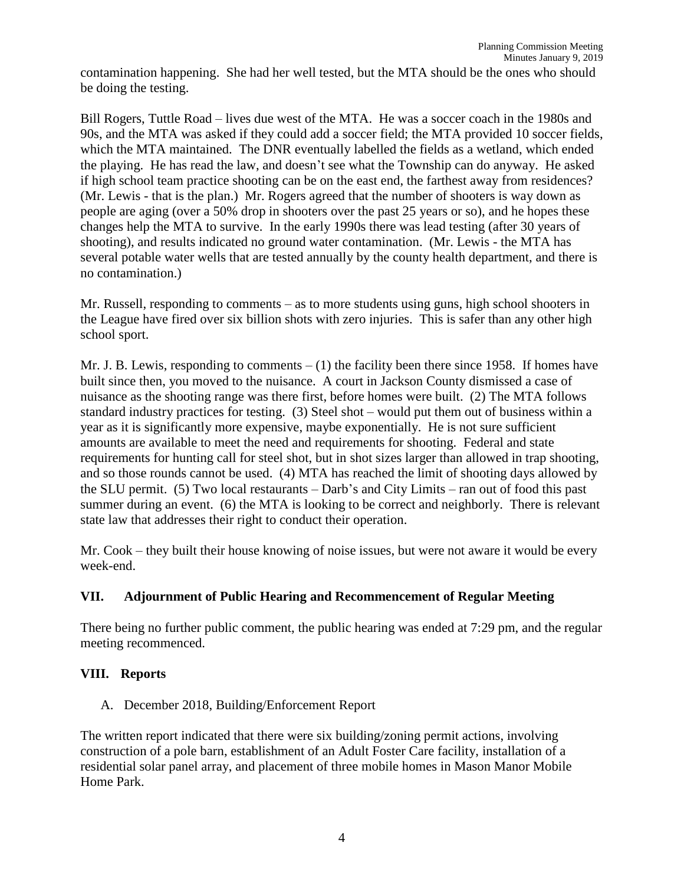contamination happening. She had her well tested, but the MTA should be the ones who should be doing the testing.

Bill Rogers, Tuttle Road – lives due west of the MTA. He was a soccer coach in the 1980s and 90s, and the MTA was asked if they could add a soccer field; the MTA provided 10 soccer fields, which the MTA maintained. The DNR eventually labelled the fields as a wetland, which ended the playing. He has read the law, and doesn't see what the Township can do anyway. He asked if high school team practice shooting can be on the east end, the farthest away from residences? (Mr. Lewis - that is the plan.) Mr. Rogers agreed that the number of shooters is way down as people are aging (over a 50% drop in shooters over the past 25 years or so), and he hopes these changes help the MTA to survive. In the early 1990s there was lead testing (after 30 years of shooting), and results indicated no ground water contamination. (Mr. Lewis - the MTA has several potable water wells that are tested annually by the county health department, and there is no contamination.)

Mr. Russell, responding to comments – as to more students using guns, high school shooters in the League have fired over six billion shots with zero injuries. This is safer than any other high school sport.

Mr. J. B. Lewis, responding to comments – (1) the facility been there since 1958. If homes have built since then, you moved to the nuisance. A court in Jackson County dismissed a case of nuisance as the shooting range was there first, before homes were built. (2) The MTA follows standard industry practices for testing. (3) Steel shot – would put them out of business within a year as it is significantly more expensive, maybe exponentially. He is not sure sufficient amounts are available to meet the need and requirements for shooting. Federal and state requirements for hunting call for steel shot, but in shot sizes larger than allowed in trap shooting, and so those rounds cannot be used. (4) MTA has reached the limit of shooting days allowed by the SLU permit. (5) Two local restaurants – Darb's and City Limits – ran out of food this past summer during an event. (6) the MTA is looking to be correct and neighborly. There is relevant state law that addresses their right to conduct their operation.

Mr. Cook – they built their house knowing of noise issues, but were not aware it would be every week-end.

## VII. Adjournment of Public Hearing and Recommencement of Regular Meeting

There being no further public comment, the public hearing was ended at 7:29 pm, and the regular meeting recommenced.

## VIII. Reports

A. December 2018, Building/Enforcement Report

The written report indicated that there were six building/zoning permit actions, involving construction of a pole barn, establishment of an Adult Foster Care facility, installation of a residential solar panel array, and placement of three mobile homes in Mason Manor Mobile Home Park.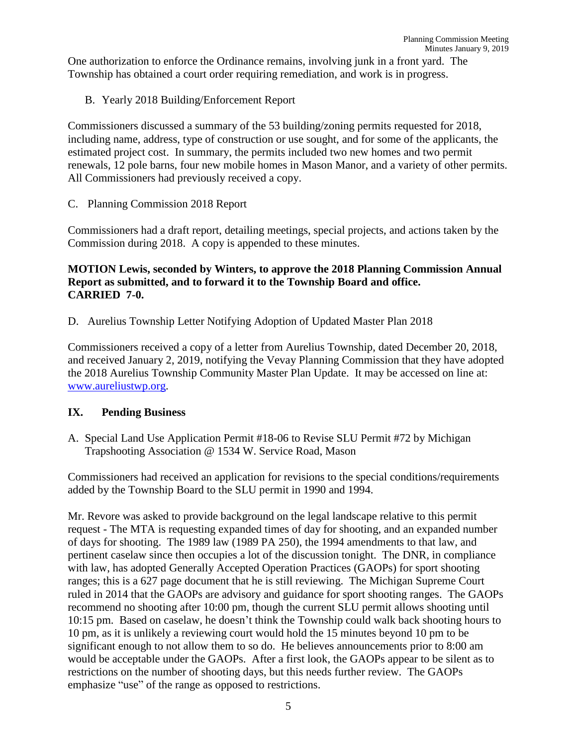One authorization to enforce the Ordinance remains, involving junk in a front yard. The Township has obtained a court order requiring remediation, and work is in progress.

B. Yearly 2018 Building/Enforcement Report

Commissioners discussed a summary of the 53 building/zoning permits requested for 2018, including name, address, type of construction or use sought, and for some of the applicants, the estimated project cost. In summary, the permits included two new homes and two permit renewals, 12 pole barns, four new mobile homes in Mason Manor, and a variety of other permits. All Commissioners had previously received a copy.

C. Planning Commission 2018 Report

Commissioners had a draft report, detailing meetings, special projects, and actions taken by the Commission during 2018. A copy is appended to these minutes.

**MOTION Lewis, seconded by Winters, to approve the 2018 Planning Commission Annual Report as submitted, and to forward it to the Township Board and office. CARRIED 7-0.**

D. Aurelius Township Letter Notifying Adoption of Updated Master Plan 2018

Commissioners received a copy of a letter from Aurelius Township, dated December 20, 2018, and received January 2, 2019, notifying the Vevay Planning Commission that they have adopted the 2018 Aurelius Township Community Master Plan Update. It may be accessed on line at: [www.aureliustwp.org](http://www.aureliustwp.org).

## IX. Pending Business

A. Special Land Use Application Permit #18-06 to Revise SLU Permit #72 by Michigan Trapshooting Association @ 1534 W. Service Road, Mason

Commissioners had received an application for revisions to the special conditions/requirements added by the Township Board to the SLU permit in 1990 and 1994.

Mr. Revore was asked to provide background on the legal landscape relative to this permit request - The MTA is requesting expanded times of day for shooting, and an expanded number of days for shooting. The 1989 law (1989 PA 250), the 1994 amendments to that law, and pertinent caselaw since then occupies a lot of the discussion tonight. The DNR, in compliance with law, has adopted Generally Accepted Operation Practices (GAOPs) for sport shooting ranges; this is a 627 page document that he is still reviewing. The Michigan Supreme Court ruled in 2014 that the GAOPs are advisory and guidance for sport shooting ranges. The GAOPs recommend no shooting after 10:00 pm, though the current SLU permit allows shooting until 10:15 pm. Based on caselaw, he doesn't think the Township could walk back shooting hours to 10 pm, as it is unlikely a reviewing court would hold the 15 minutes beyond 10 pm to be significant enough to not allow them to so do. He believes announcements prior to 8:00 am would be acceptable under the GAOPs. After a first look, the GAOPs appear to be silent as to restrictions on the number of shooting days, but this needs further review. The GAOPs emphasize "use" of the range as opposed to restrictions.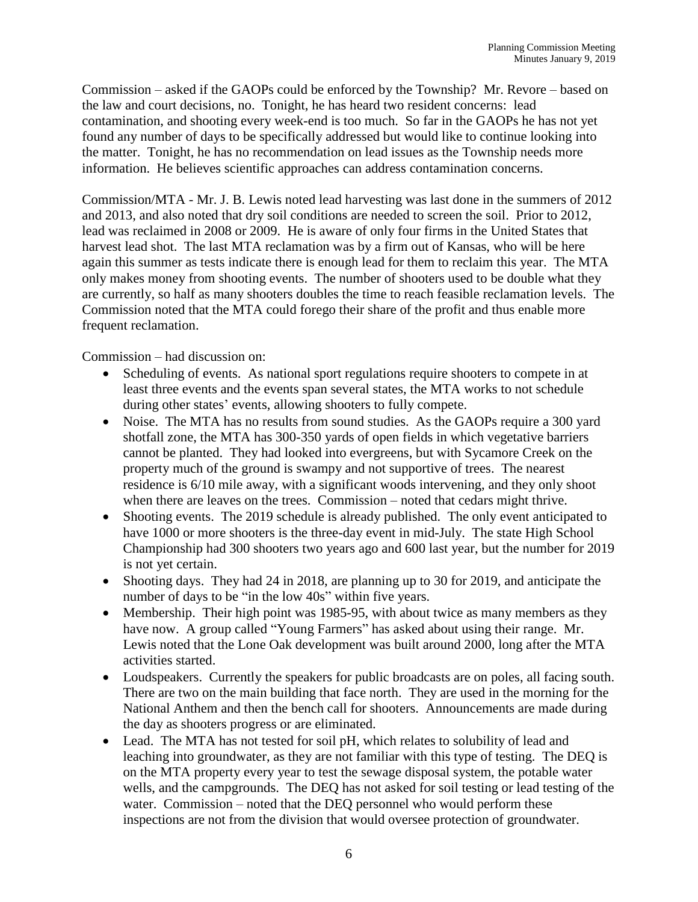Commission – asked if the GAOPs could be enforced by the Township? Mr. Revore – based on the law and court decisions, no. Tonight, he has heard two resident concerns: lead contamination, and shooting every week-end is too much. So far in the GAOPs he has not yet found any number of days to be specifically addressed but would like to continue looking into the matter. Tonight, he has no recommendation on lead issues as the Township needs more information. He believes scientific approaches can address contamination concerns.

Commission/MTA - Mr. J. B. Lewis noted lead harvesting was last done in the summers of 2012 and 2013, and also noted that dry soil conditions are needed to screen the soil. Prior to 2012, lead was reclaimed in 2008 or 2009. He is aware of only four firms in the United States that harvest lead shot. The last MTA reclamation was by a firm out of Kansas, who will be here again this summer as tests indicate there is enough lead for them to reclaim this year. The MTA only makes money from shooting events. The number of shooters used to be double what they are currently, so half as many shooters doubles the time to reach feasible reclamation levels. The Commission noted that the MTA could forego their share of the profit and thus enable more frequent reclamation.

Commission – had discussion on:

- Scheduling of events. As national sport regulations require shooters to compete in at least three events and the events span several states, the MTA works to not schedule during other states' events, allowing shooters to fully compete.
- Noise. The MTA has no results from sound studies. As the GAOPs require a 300 yard shotfall zone, the MTA has 300-350 yards of open fields in which vegetative barriers cannot be planted. They had looked into evergreens, but with Sycamore Creek on the property much of the ground is swampy and not supportive of trees. The nearest residence is 6/10 mile away, with a significant woods intervening, and they only shoot when there are leaves on the trees. Commission – noted that cedars might thrive.
- Shooting events. The 2019 schedule is already published. The only event anticipated to have 1000 or more shooters is the three-day event in mid-July. The state High School Championship had 300 shooters two years ago and 600 last year, but the number for 2019 is not yet certain.
- Shooting days. They had 24 in 2018, are planning up to 30 for 2019, and anticipate the number of days to be "in the low 40s" within five years.
- Membership. Their high point was 1985-95, with about twice as many members as they have now. A group called "Young Farmers" has asked about using their range. Mr. Lewis noted that the Lone Oak development was built around 2000, long after the MTA activities started.
- Loudspeakers. Currently the speakers for public broadcasts are on poles, all facing south. There are two on the main building that face north. They are used in the morning for the National Anthem and then the bench call for shooters. Announcements are made during the day as shooters progress or are eliminated.
- Lead. The MTA has not tested for soil pH, which relates to solubility of lead and leaching into groundwater, as they are not familiar with this type of testing. The DEQ is on the MTA property every year to test the sewage disposal system, the potable water wells, and the campgrounds. The DEQ has not asked for soil testing or lead testing of the water. Commission – noted that the DEQ personnel who would perform these inspections are not from the division that would oversee protection of groundwater.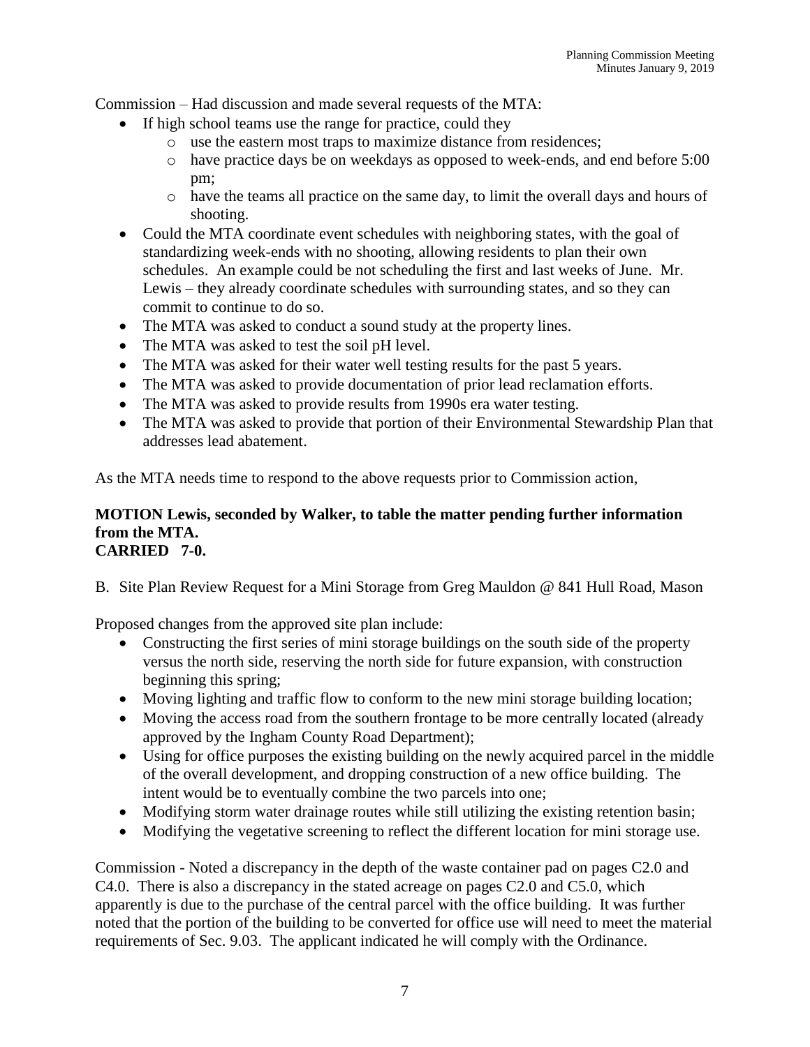Commission – Had discussion and made several requests of the MTA:

- If high school teams use the range for practice, could they
  - use the eastern most traps to maximize distance from residences;
  - have practice days be on weekdays as opposed to week-ends, and end before 5:00 pm;
  - have the teams all practice on the same day, to limit the overall days and hours of shooting.
- Could the MTA coordinate event schedules with neighboring states, with the goal of standardizing week-ends with no shooting, allowing residents to plan their own schedules. An example could be not scheduling the first and last weeks of June. Mr. Lewis – they already coordinate schedules with surrounding states, and so they can commit to continue to do so.
- The MTA was asked to conduct a sound study at the property lines.
- The MTA was asked to test the soil pH level.
- The MTA was asked for their water well testing results for the past 5 years.
- The MTA was asked to provide documentation of prior lead reclamation efforts.
- The MTA was asked to provide results from 1990s era water testing.
- The MTA was asked to provide that portion of their Environmental Stewardship Plan that addresses lead abatement.

As the MTA needs time to respond to the above requests prior to Commission action,

**MOTION Lewis, seconded by Walker, to table the matter pending further information from the MTA.**
**CARRIED 7-0.**

B. Site Plan Review Request for a Mini Storage from Greg Mauldon @ 841 Hull Road, Mason

Proposed changes from the approved site plan include:

- Constructing the first series of mini storage buildings on the south side of the property versus the north side, reserving the north side for future expansion, with construction beginning this spring;
- Moving lighting and traffic flow to conform to the new mini storage building location;
- Moving the access road from the southern frontage to be more centrally located (already approved by the Ingham County Road Department);
- Using for office purposes the existing building on the newly acquired parcel in the middle of the overall development, and dropping construction of a new office building. The intent would be to eventually combine the two parcels into one;
- Modifying storm water drainage routes while still utilizing the existing retention basin;
- Modifying the vegetative screening to reflect the different location for mini storage use.

Commission - Noted a discrepancy in the depth of the waste container pad on pages C2.0 and C4.0. There is also a discrepancy in the stated acreage on pages C2.0 and C5.0, which apparently is due to the purchase of the central parcel with the office building. It was further noted that the portion of the building to be converted for office use will need to meet the material requirements of Sec. 9.03. The applicant indicated he will comply with the Ordinance.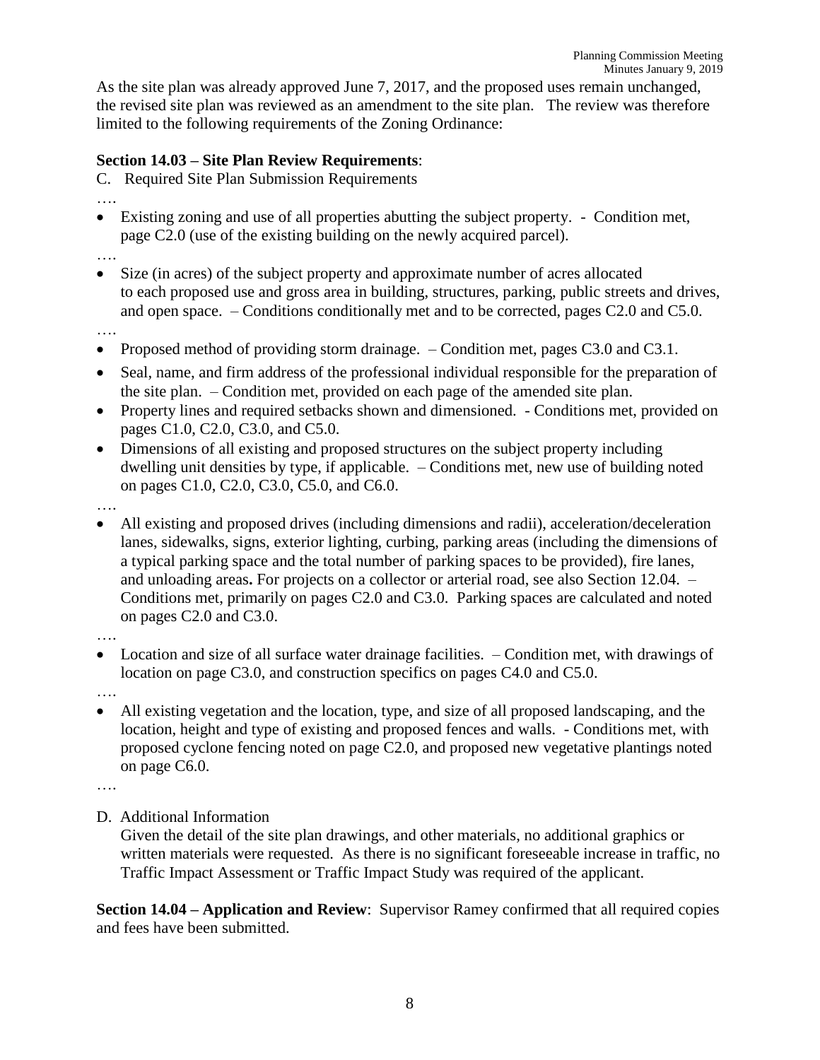As the site plan was already approved June 7, 2017, and the proposed uses remain unchanged, the revised site plan was reviewed as an amendment to the site plan. The review was therefore limited to the following requirements of the Zoning Ordinance:

**Section 14.03 – Site Plan Review Requirements**:

C. Required Site Plan Submission Requirements

….

- Existing zoning and use of all properties abutting the subject property. - Condition met, page C2.0 (use of the existing building on the newly acquired parcel).

….

- Size (in acres) of the subject property and approximate number of acres allocated to each proposed use and gross area in building, structures, parking, public streets and drives, and open space. – Conditions conditionally met and to be corrected, pages C2.0 and C5.0.

….

- Proposed method of providing storm drainage. – Condition met, pages C3.0 and C3.1.
- Seal, name, and firm address of the professional individual responsible for the preparation of the site plan. – Condition met, provided on each page of the amended site plan.
- Property lines and required setbacks shown and dimensioned. - Conditions met, provided on pages C1.0, C2.0, C3.0, and C5.0.
- Dimensions of all existing and proposed structures on the subject property including dwelling unit densities by type, if applicable. – Conditions met, new use of building noted on pages C1.0, C2.0, C3.0, C5.0, and C6.0.

….

- All existing and proposed drives (including dimensions and radii), acceleration/deceleration lanes, sidewalks, signs, exterior lighting, curbing, parking areas (including the dimensions of a typical parking space and the total number of parking spaces to be provided), fire lanes, and unloading areas**.** For projects on a collector or arterial road, see also Section 12.04. – Conditions met, primarily on pages C2.0 and C3.0. Parking spaces are calculated and noted on pages C2.0 and C3.0.

….

- Location and size of all surface water drainage facilities. – Condition met, with drawings of location on page C3.0, and construction specifics on pages C4.0 and C5.0.

….

- All existing vegetation and the location, type, and size of all proposed landscaping, and the location, height and type of existing and proposed fences and walls. - Conditions met, with proposed cyclone fencing noted on page C2.0, and proposed new vegetative plantings noted on page C6.0.

….

D. Additional Information

Given the detail of the site plan drawings, and other materials, no additional graphics or written materials were requested. As there is no significant foreseeable increase in traffic, no Traffic Impact Assessment or Traffic Impact Study was required of the applicant.

**Section 14.04 – Application and Review**: Supervisor Ramey confirmed that all required copies and fees have been submitted.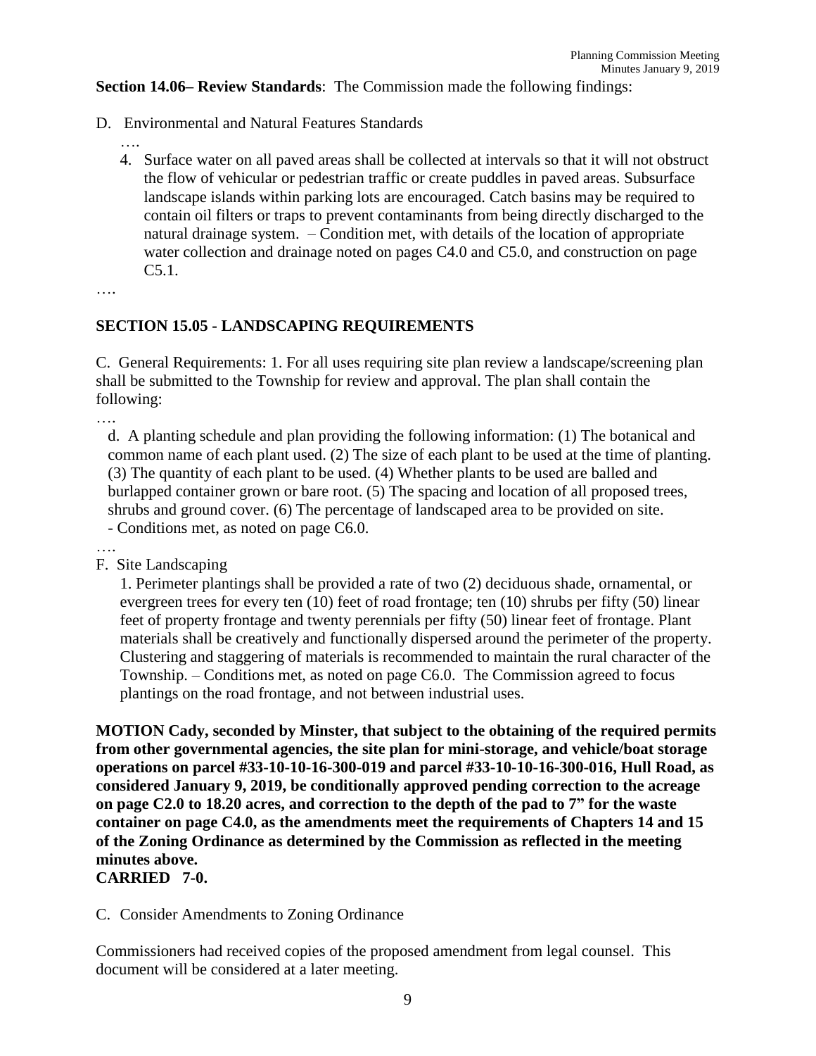**Section 14.06– Review Standards**: The Commission made the following findings:

D. Environmental and Natural Features Standards

….

4. Surface water on all paved areas shall be collected at intervals so that it will not obstruct the flow of vehicular or pedestrian traffic or create puddles in paved areas. Subsurface landscape islands within parking lots are encouraged. Catch basins may be required to contain oil filters or traps to prevent contaminants from being directly discharged to the natural drainage system. – Condition met, with details of the location of appropriate water collection and drainage noted on pages C4.0 and C5.0, and construction on page C5.1.

….

## SECTION 15.05 - LANDSCAPING REQUIREMENTS

C. General Requirements: 1. For all uses requiring site plan review a landscape/screening plan shall be submitted to the Township for review and approval. The plan shall contain the following:

….

d. A planting schedule and plan providing the following information: (1) The botanical and common name of each plant used. (2) The size of each plant to be used at the time of planting. (3) The quantity of each plant to be used. (4) Whether plants to be used are balled and burlapped container grown or bare root. (5) The spacing and location of all proposed trees, shrubs and ground cover. (6) The percentage of landscaped area to be provided on site. - Conditions met, as noted on page C6.0.

….

F. Site Landscaping

1. Perimeter plantings shall be provided a rate of two (2) deciduous shade, ornamental, or evergreen trees for every ten (10) feet of road frontage; ten (10) shrubs per fifty (50) linear feet of property frontage and twenty perennials per fifty (50) linear feet of frontage. Plant materials shall be creatively and functionally dispersed around the perimeter of the property. Clustering and staggering of materials is recommended to maintain the rural character of the Township. – Conditions met, as noted on page C6.0. The Commission agreed to focus plantings on the road frontage, and not between industrial uses.

**MOTION Cady, seconded by Minster, that subject to the obtaining of the required permits from other governmental agencies, the site plan for mini-storage, and vehicle/boat storage operations on parcel #33-10-10-16-300-019 and parcel #33-10-10-16-300-016, Hull Road, as considered January 9, 2019, be conditionally approved pending correction to the acreage on page C2.0 to 18.20 acres, and correction to the depth of the pad to 7" for the waste container on page C4.0, as the amendments meet the requirements of Chapters 14 and 15 of the Zoning Ordinance as determined by the Commission as reflected in the meeting minutes above.**
**CARRIED 7-0.**

C. Consider Amendments to Zoning Ordinance

Commissioners had received copies of the proposed amendment from legal counsel. This document will be considered at a later meeting.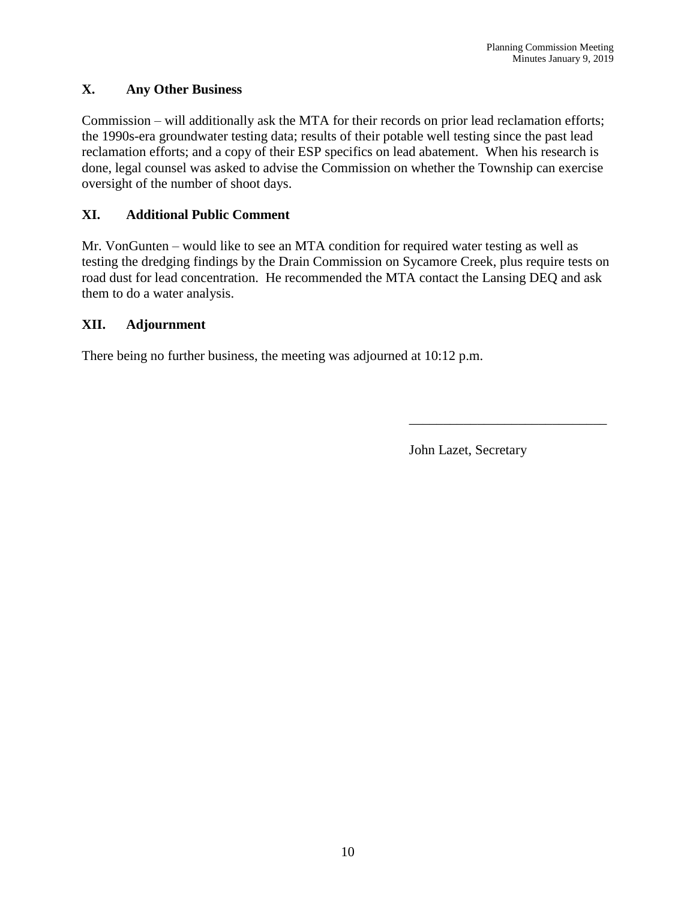## X. Any Other Business

Commission – will additionally ask the MTA for their records on prior lead reclamation efforts; the 1990s-era groundwater testing data; results of their potable well testing since the past lead reclamation efforts; and a copy of their ESP specifics on lead abatement. When his research is done, legal counsel was asked to advise the Commission on whether the Township can exercise oversight of the number of shoot days.

## XI. Additional Public Comment

Mr. VonGunten – would like to see an MTA condition for required water testing as well as testing the dredging findings by the Drain Commission on Sycamore Creek, plus require tests on road dust for lead concentration. He recommended the MTA contact the Lansing DEQ and ask them to do a water analysis.

## XII. Adjournment

There being no further business, the meeting was adjourned at 10:12 p.m.

_____________________________

John Lazet, Secretary